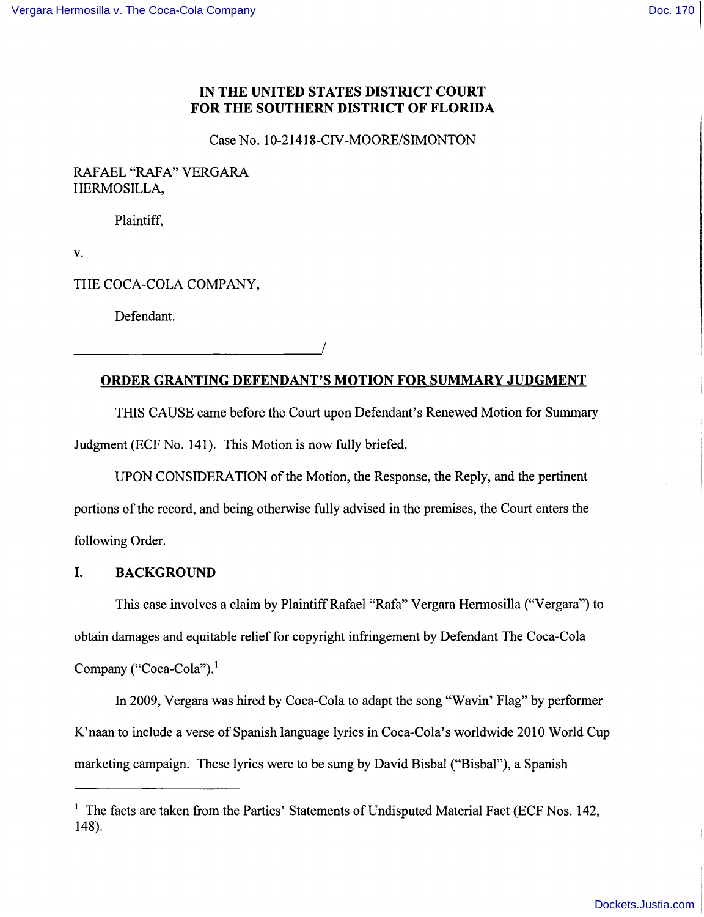# IN THE UNITED STATES DISTRICT COURT FOR THE SOUTHERN DISTRICT OF FLORIDA

Case No. 10-21418-CIV-MOORE/SIMONTON

RAFAEL "RAFA" VERGARA HERMOSILLA,

Plaintiff,

v.

THE COCA-COLA COMPANY,

Defendant.

_____________________________________/

## ORDER GRANTING DEFENDANT'S MOTION FOR SUMMARY JUDGMENT

THIS CAUSE came before the Court upon Defendant's Renewed Motion for Summary Judgment (ECF No. 141). This Motion is now fully briefed.

UPON CONSIDERATION of the Motion, the Response, the Reply, and the pertinent portions of the record, and being otherwise fully advised in the premises, the Court enters the following Order.

## I. BACKGROUND

This case involves a claim by Plaintiff Rafael "Rafa" Vergara Hermosilla ("Vergara") to obtain damages and equitable relief for copyright infringement by Defendant The Coca-Cola Company ("Coca-Cola").[1]

In 2009, Vergara was hired by Coca-Cola to adapt the song "Wavin' Flag" by performer K'naan to include a verse of Spanish language lyrics in Coca-Cola's worldwide 2010 World Cup marketing campaign. These lyrics were to be sung by David Bisbal ("Bisbal"), a Spanish

---

[1] The facts are taken from the Parties' Statements of Undisputed Material Fact (ECF Nos. 142, 148).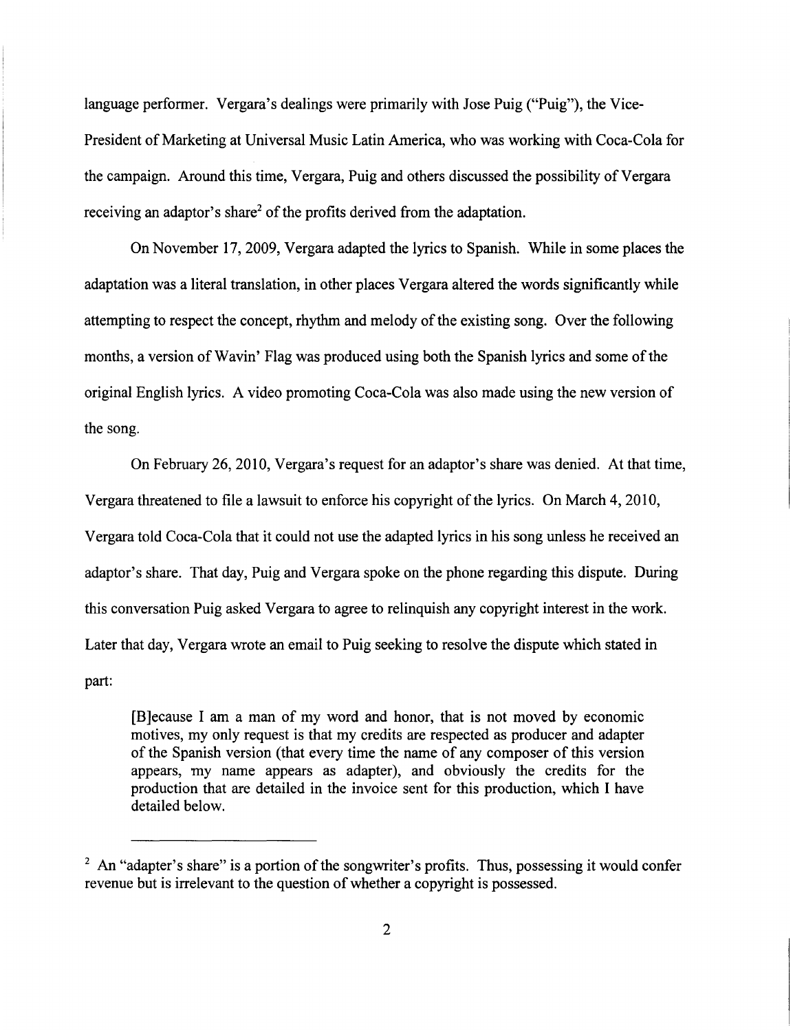language performer. Vergara's dealings were primarily with Jose Puig ("Puig"), the Vice-President of Marketing at Universal Music Latin America, who was working with Coca-Cola for the campaign. Around this time, Vergara, Puig and others discussed the possibility of Vergara receiving an adaptor's share[2] of the profits derived from the adaptation.

On November 17, 2009, Vergara adapted the lyrics to Spanish. While in some places the adaptation was a literal translation, in other places Vergara altered the words significantly while attempting to respect the concept, rhythm and melody of the existing song. Over the following months, a version of Wavin' Flag was produced using both the Spanish lyrics and some of the original English lyrics. A video promoting Coca-Cola was also made using the new version of the song.

On February 26, 2010, Vergara's request for an adaptor's share was denied. At that time, Vergara threatened to file a lawsuit to enforce his copyright of the lyrics. On March 4, 2010, Vergara told Coca-Cola that it could not use the adapted lyrics in his song unless he received an adaptor's share. That day, Puig and Vergara spoke on the phone regarding this dispute. During this conversation Puig asked Vergara to agree to relinquish any copyright interest in the work. Later that day, Vergara wrote an email to Puig seeking to resolve the dispute which stated in part:

> [B]ecause I am a man of my word and honor, that is not moved by economic motives, my only request is that my credits are respected as producer and adapter of the Spanish version (that every time the name of any composer of this version appears, my name appears as adapter), and obviously the credits for the production that are detailed in the invoice sent for this production, which I have detailed below.

---

[2] An "adapter's share" is a portion of the songwriter's profits. Thus, possessing it would confer revenue but is irrelevant to the question of whether a copyright is possessed.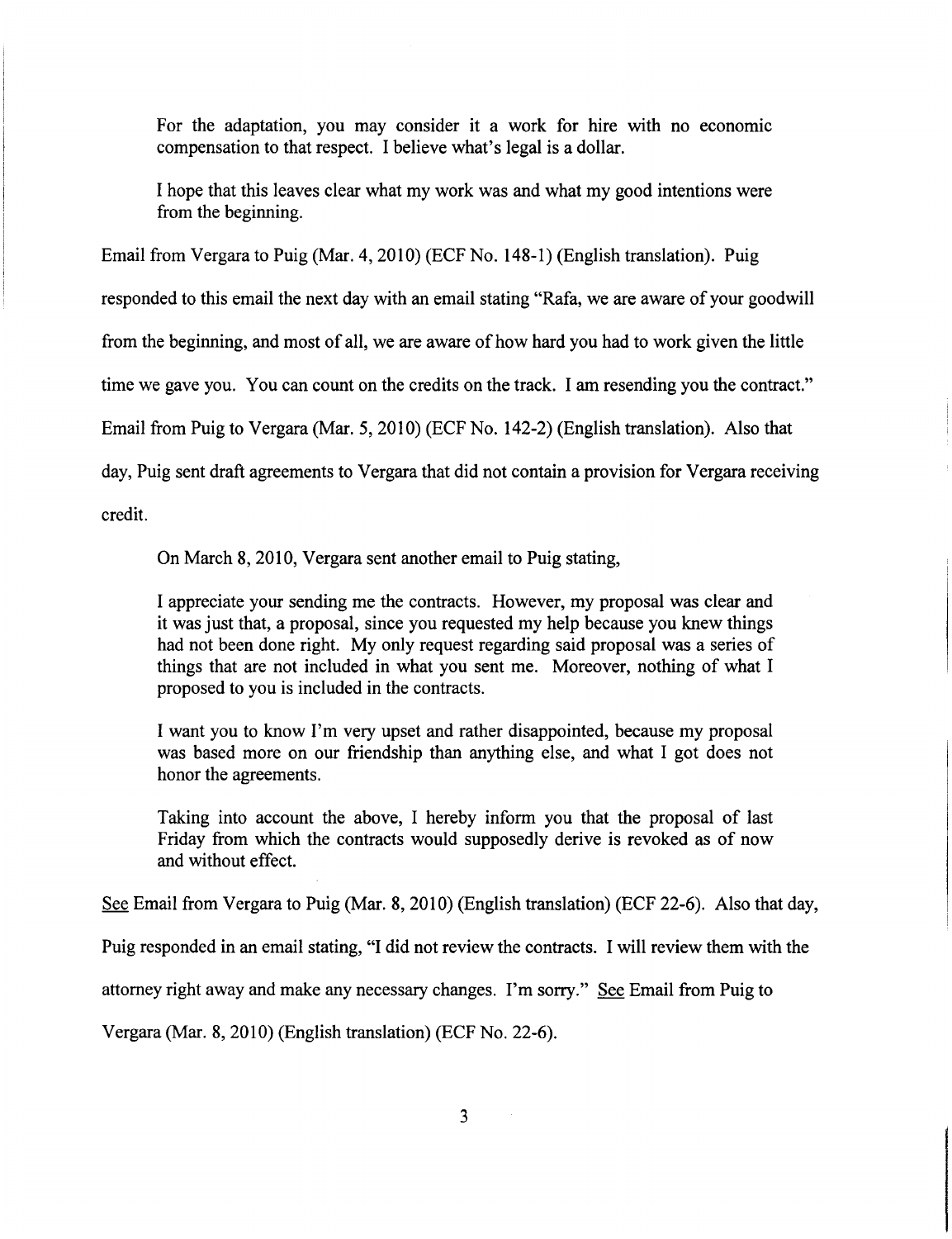> For the adaptation, you may consider it a work for hire with no economic compensation to that respect. I believe what's legal is a dollar.
>
> I hope that this leaves clear what my work was and what my good intentions were from the beginning.

Email from Vergara to Puig (Mar. 4, 2010) (ECF No. 148-1) (English translation). Puig responded to this email the next day with an email stating "Rafa, we are aware of your goodwill from the beginning, and most of all, we are aware of how hard you had to work given the little time we gave you. You can count on the credits on the track. I am resending you the contract." Email from Puig to Vergara (Mar. 5, 2010) (ECF No. 142-2) (English translation). Also that day, Puig sent draft agreements to Vergara that did not contain a provision for Vergara receiving credit.

On March 8, 2010, Vergara sent another email to Puig stating,

> I appreciate your sending me the contracts. However, my proposal was clear and it was just that, a proposal, since you requested my help because you knew things had not been done right. My only request regarding said proposal was a series of things that are not included in what you sent me. Moreover, nothing of what I proposed to you is included in the contracts.
>
> I want you to know I'm very upset and rather disappointed, because my proposal was based more on our friendship than anything else, and what I got does not honor the agreements.
>
> Taking into account the above, I hereby inform you that the proposal of last Friday from which the contracts would supposedly derive is revoked as of now and without effect.

See Email from Vergara to Puig (Mar. 8, 2010) (English translation) (ECF 22-6). Also that day, Puig responded in an email stating, "I did not review the contracts. I will review them with the attorney right away and make any necessary changes. I'm sorry." See Email from Puig to Vergara (Mar. 8, 2010) (English translation) (ECF No. 22-6).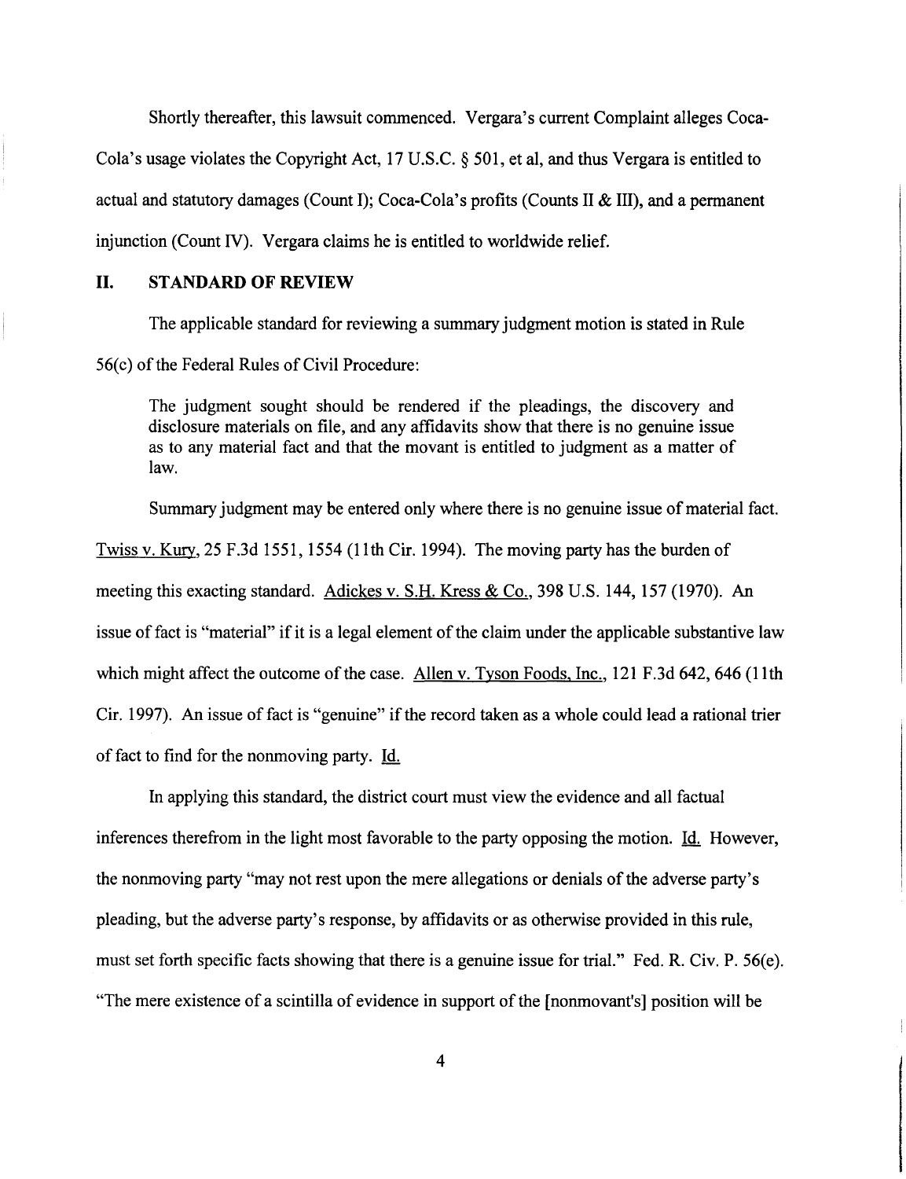Shortly thereafter, this lawsuit commenced. Vergara's current Complaint alleges Coca-Cola's usage violates the Copyright Act, 17 U.S.C. § 501, et al, and thus Vergara is entitled to actual and statutory damages (Count I); Coca-Cola's profits (Counts II & III), and a permanent injunction (Count IV). Vergara claims he is entitled to worldwide relief.

## II. STANDARD OF REVIEW

The applicable standard for reviewing a summary judgment motion is stated in Rule 56(c) of the Federal Rules of Civil Procedure:

> The judgment sought should be rendered if the pleadings, the discovery and disclosure materials on file, and any affidavits show that there is no genuine issue as to any material fact and that the movant is entitled to judgment as a matter of law.

Summary judgment may be entered only where there is no genuine issue of material fact. Twiss v. Kury, 25 F.3d 1551, 1554 (11th Cir. 1994). The moving party has the burden of meeting this exacting standard. Adickes v. S.H. Kress & Co., 398 U.S. 144, 157 (1970). An issue of fact is "material" if it is a legal element of the claim under the applicable substantive law which might affect the outcome of the case. Allen v. Tyson Foods, Inc., 121 F.3d 642, 646 (11th Cir. 1997). An issue of fact is "genuine" if the record taken as a whole could lead a rational trier of fact to find for the nonmoving party. Id.

In applying this standard, the district court must view the evidence and all factual inferences therefrom in the light most favorable to the party opposing the motion. Id. However, the nonmoving party "may not rest upon the mere allegations or denials of the adverse party's pleading, but the adverse party's response, by affidavits or as otherwise provided in this rule, must set forth specific facts showing that there is a genuine issue for trial." Fed. R. Civ. P. 56(e). "The mere existence of a scintilla of evidence in support of the [nonmovant's] position will be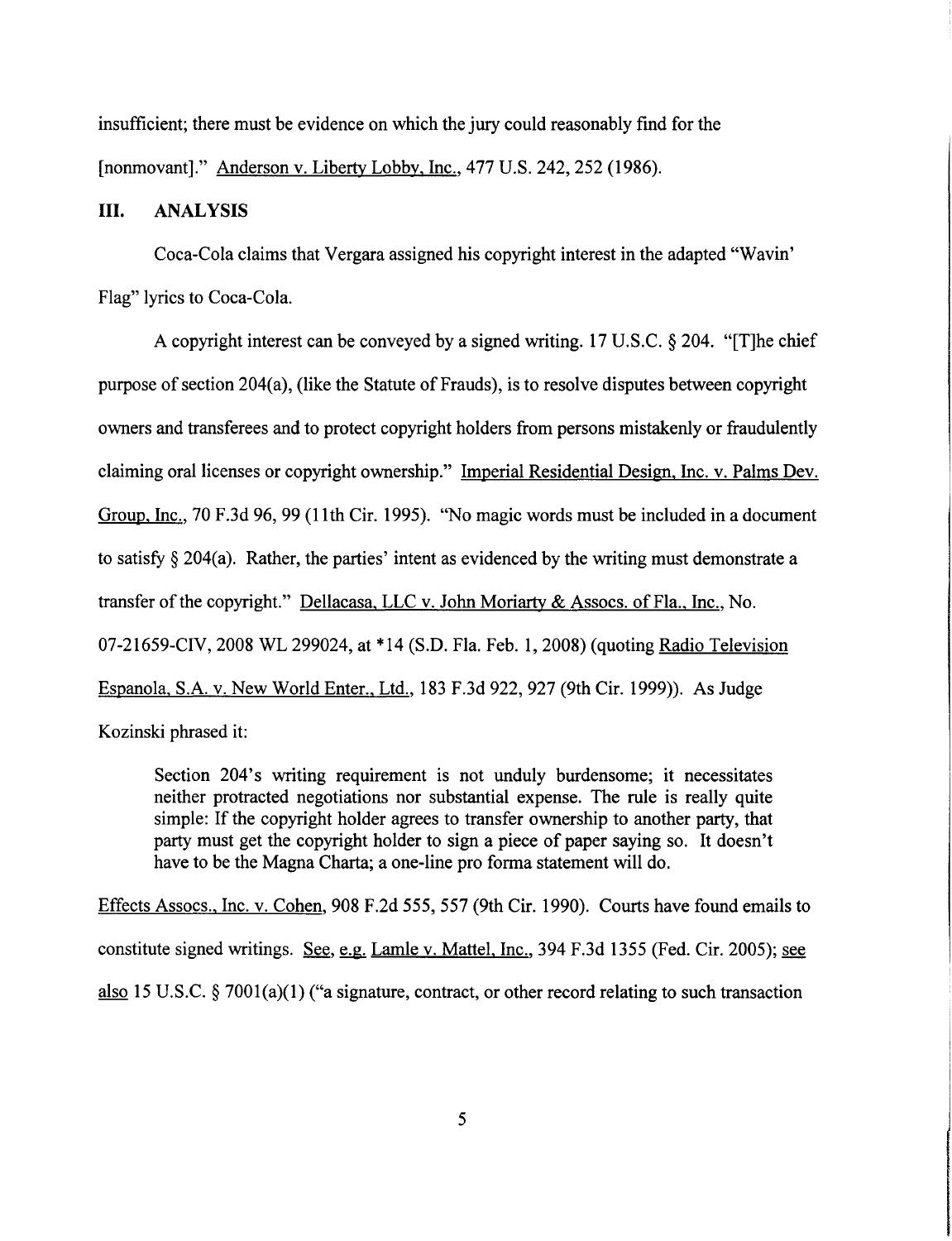insufficient; there must be evidence on which the jury could reasonably find for the [nonmovant]." Anderson v. Liberty Lobby, Inc., 477 U.S. 242, 252 (1986).

## III. ANALYSIS

Coca-Cola claims that Vergara assigned his copyright interest in the adapted "Wavin' Flag" lyrics to Coca-Cola.

A copyright interest can be conveyed by a signed writing. 17 U.S.C. § 204. "[T]he chief purpose of section 204(a), (like the Statute of Frauds), is to resolve disputes between copyright owners and transferees and to protect copyright holders from persons mistakenly or fraudulently claiming oral licenses or copyright ownership." Imperial Residential Design, Inc. v. Palms Dev. Group, Inc., 70 F.3d 96, 99 (11th Cir. 1995). "No magic words must be included in a document to satisfy § 204(a). Rather, the parties' intent as evidenced by the writing must demonstrate a transfer of the copyright." Dellacasa, LLC v. John Moriarty & Assocs. of Fla., Inc., No. 07-21659-CIV, 2008 WL 299024, at *14 (S.D. Fla. Feb. 1, 2008) (quoting Radio Television Espanola, S.A. v. New World Enter., Ltd., 183 F.3d 922, 927 (9th Cir. 1999)). As Judge Kozinski phrased it:

> Section 204's writing requirement is not unduly burdensome; it necessitates neither protracted negotiations nor substantial expense. The rule is really quite simple: If the copyright holder agrees to transfer ownership to another party, that party must get the copyright holder to sign a piece of paper saying so. It doesn't have to be the Magna Charta; a one-line pro forma statement will do.

Effects Assocs., Inc. v. Cohen, 908 F.2d 555, 557 (9th Cir. 1990). Courts have found emails to constitute signed writings. See, e.g. Lamle v. Mattel, Inc., 394 F.3d 1355 (Fed. Cir. 2005); see also 15 U.S.C. § 7001(a)(1) ("a signature, contract, or other record relating to such transaction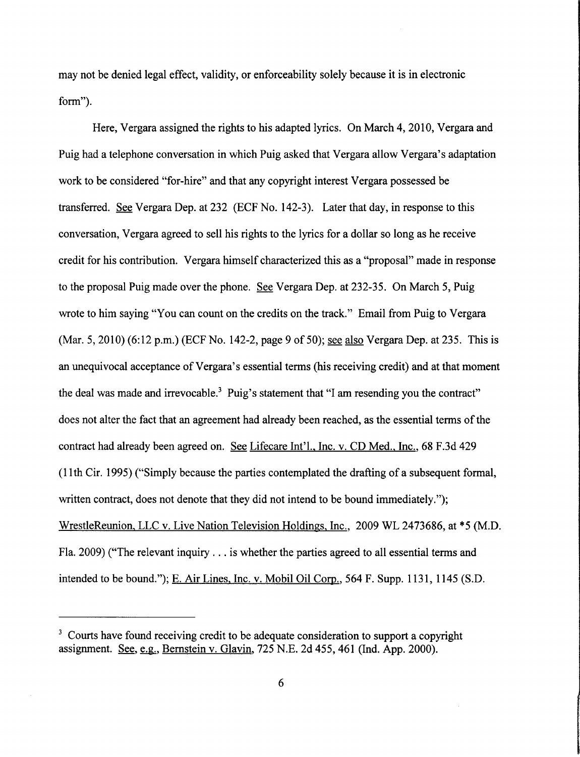may not be denied legal effect, validity, or enforceability solely because it is in electronic form").

Here, Vergara assigned the rights to his adapted lyrics. On March 4, 2010, Vergara and Puig had a telephone conversation in which Puig asked that Vergara allow Vergara's adaptation work to be considered "for-hire" and that any copyright interest Vergara possessed be transferred. See Vergara Dep. at 232 (ECF No. 142-3). Later that day, in response to this conversation, Vergara agreed to sell his rights to the lyrics for a dollar so long as he receive credit for his contribution. Vergara himself characterized this as a "proposal" made in response to the proposal Puig made over the phone. See Vergara Dep. at 232-35. On March 5, Puig wrote to him saying "You can count on the credits on the track." Email from Puig to Vergara (Mar. 5, 2010) (6:12 p.m.) (ECF No. 142-2, page 9 of 50); see also Vergara Dep. at 235. This is an unequivocal acceptance of Vergara's essential terms (his receiving credit) and at that moment the deal was made and irrevocable.[3] Puig's statement that "I am resending you the contract" does not alter the fact that an agreement had already been reached, as the essential terms of the contract had already been agreed on. See Lifecare Int'l., Inc. v. CD Med., Inc., 68 F.3d 429 (11th Cir. 1995) ("Simply because the parties contemplated the drafting of a subsequent formal, written contract, does not denote that they did not intend to be bound immediately."); WrestleReunion, LLC v. Live Nation Television Holdings, Inc., 2009 WL 2473686, at *5 (M.D. Fla. 2009) ("The relevant inquiry . . . is whether the parties agreed to all essential terms and intended to be bound."); E. Air Lines, Inc. v. Mobil Oil Corp., 564 F. Supp. 1131, 1145 (S.D.

---

[3] Courts have found receiving credit to be adequate consideration to support a copyright assignment. See, e.g., Bernstein v. Glavin, 725 N.E. 2d 455, 461 (Ind. App. 2000).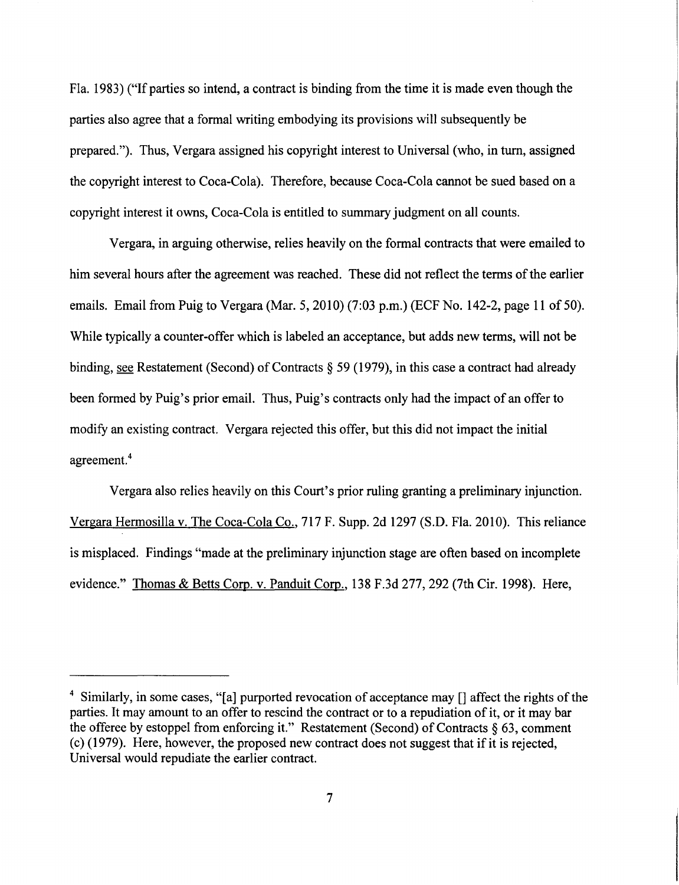Fla. 1983) ("If parties so intend, a contract is binding from the time it is made even though the parties also agree that a formal writing embodying its provisions will subsequently be prepared."). Thus, Vergara assigned his copyright interest to Universal (who, in turn, assigned the copyright interest to Coca-Cola). Therefore, because Coca-Cola cannot be sued based on a copyright interest it owns, Coca-Cola is entitled to summary judgment on all counts.

Vergara, in arguing otherwise, relies heavily on the formal contracts that were emailed to him several hours after the agreement was reached. These did not reflect the terms of the earlier emails. Email from Puig to Vergara (Mar. 5, 2010) (7:03 p.m.) (ECF No. 142-2, page 11 of 50). While typically a counter-offer which is labeled an acceptance, but adds new terms, will not be binding, see Restatement (Second) of Contracts § 59 (1979), in this case a contract had already been formed by Puig's prior email. Thus, Puig's contracts only had the impact of an offer to modify an existing contract. Vergara rejected this offer, but this did not impact the initial agreement.[4]

Vergara also relies heavily on this Court's prior ruling granting a preliminary injunction. Vergara Hermosilla v. The Coca-Cola Co., 717 F. Supp. 2d 1297 (S.D. Fla. 2010). This reliance is misplaced. Findings "made at the preliminary injunction stage are often based on incomplete evidence." Thomas & Betts Corp. v. Panduit Corp., 138 F.3d 277, 292 (7th Cir. 1998). Here,

---

[4] Similarly, in some cases, "[a] purported revocation of acceptance may [] affect the rights of the parties. It may amount to an offer to rescind the contract or to a repudiation of it, or it may bar the offeree by estoppel from enforcing it." Restatement (Second) of Contracts § 63, comment (c) (1979). Here, however, the proposed new contract does not suggest that if it is rejected, Universal would repudiate the earlier contract.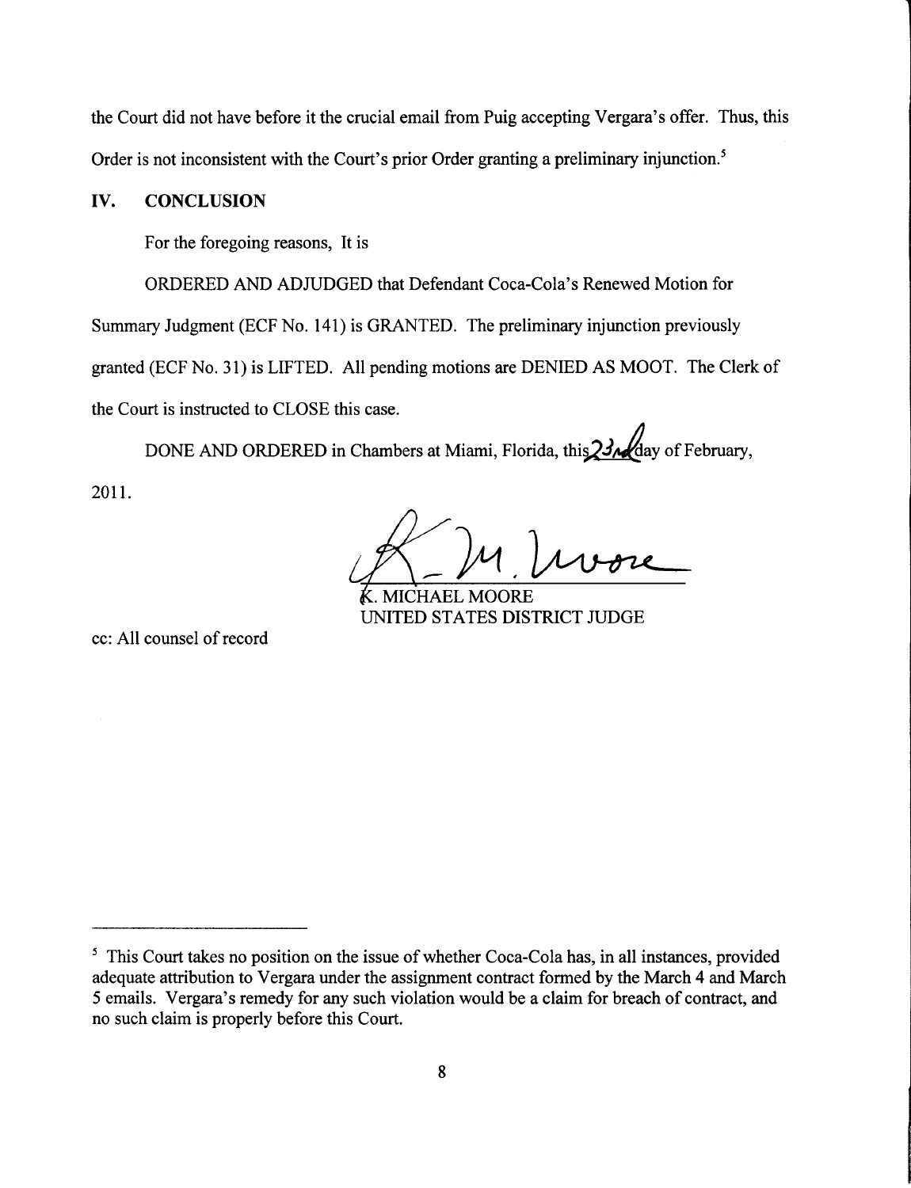the Court did not have before it the crucial email from Puig accepting Vergara's offer. Thus, this Order is not inconsistent with the Court's prior Order granting a preliminary injunction.[5]

## IV. CONCLUSION

For the foregoing reasons, It is

ORDERED AND ADJUDGED that Defendant Coca-Cola's Renewed Motion for Summary Judgment (ECF No. 141) is GRANTED. The preliminary injunction previously granted (ECF No. 31) is LIFTED. All pending motions are DENIED AS MOOT. The Clerk of the Court is instructed to CLOSE this case.

DONE AND ORDERED in Chambers at Miami, Florida, this 23rd day of February, 2011.

K. MICHAEL MOORE
UNITED STATES DISTRICT JUDGE

cc: All counsel of record

---

[5] This Court takes no position on the issue of whether Coca-Cola has, in all instances, provided adequate attribution to Vergara under the assignment contract formed by the March 4 and March 5 emails. Vergara's remedy for any such violation would be a claim for breach of contract, and no such claim is properly before this Court.